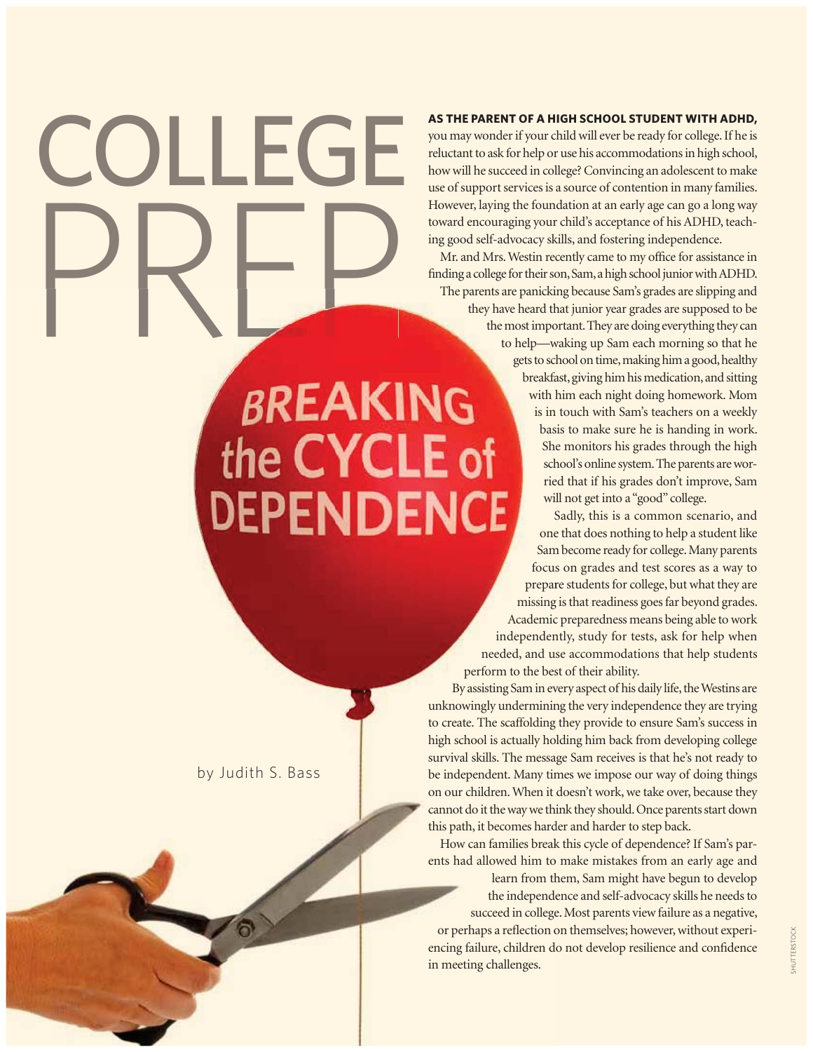# COLLEGE PREP

## BREAKING the CYCLE of DEPENDENCE

by Judith S. Bass

**AS THE PARENT OF A HIGH SCHOOL STUDENT WITH ADHD,** you may wonder if your child will ever be ready for college. If he is reluctant to ask for help or use his accommodations in high school, how will he succeed in college? Convincing an adolescent to make use of support services is a source of contention in many families. However, laying the foundation at an early age can go a long way toward encouraging your child's acceptance of his ADHD, teaching good self-advocacy skills, and fostering independence.

Mr. and Mrs. Westin recently came to my office for assistance in finding a college for their son, Sam, a high school junior with ADHD. The parents are panicking because Sam's grades are slipping and they have heard that junior year grades are supposed to be the most important. They are doing everything they can to help—waking up Sam each morning so that he gets to school on time, making him a good, healthy breakfast, giving him his medication, and sitting with him each night doing homework. Mom is in touch with Sam's teachers on a weekly basis to make sure he is handing in work. She monitors his grades through the high school's online system. The parents are worried that if his grades don't improve, Sam will not get into a "good" college.

Sadly, this is a common scenario, and one that does nothing to help a student like Sam become ready for college. Many parents focus on grades and test scores as a way to prepare students for college, but what they are missing is that readiness goes far beyond grades. Academic preparedness means being able to work independently, study for tests, ask for help when needed, and use accommodations that help students perform to the best of their ability.

By assisting Sam in every aspect of his daily life, the Westins are unknowingly undermining the very independence they are trying to create. The scaffolding they provide to ensure Sam's success in high school is actually holding him back from developing college survival skills. The message Sam receives is that he's not ready to be independent. Many times we impose our way of doing things on our children. When it doesn't work, we take over, because they cannot do it the way we think they should. Once parents start down this path, it becomes harder and harder to step back.

How can families break this cycle of dependence? If Sam's parents had allowed him to make mistakes from an early age and learn from them, Sam might have begun to develop the independence and self-advocacy skills he needs to succeed in college. Most parents view failure as a negative, or perhaps a reflection on themselves; however, without experiencing failure, children do not develop resilience and confidence in meeting challenges.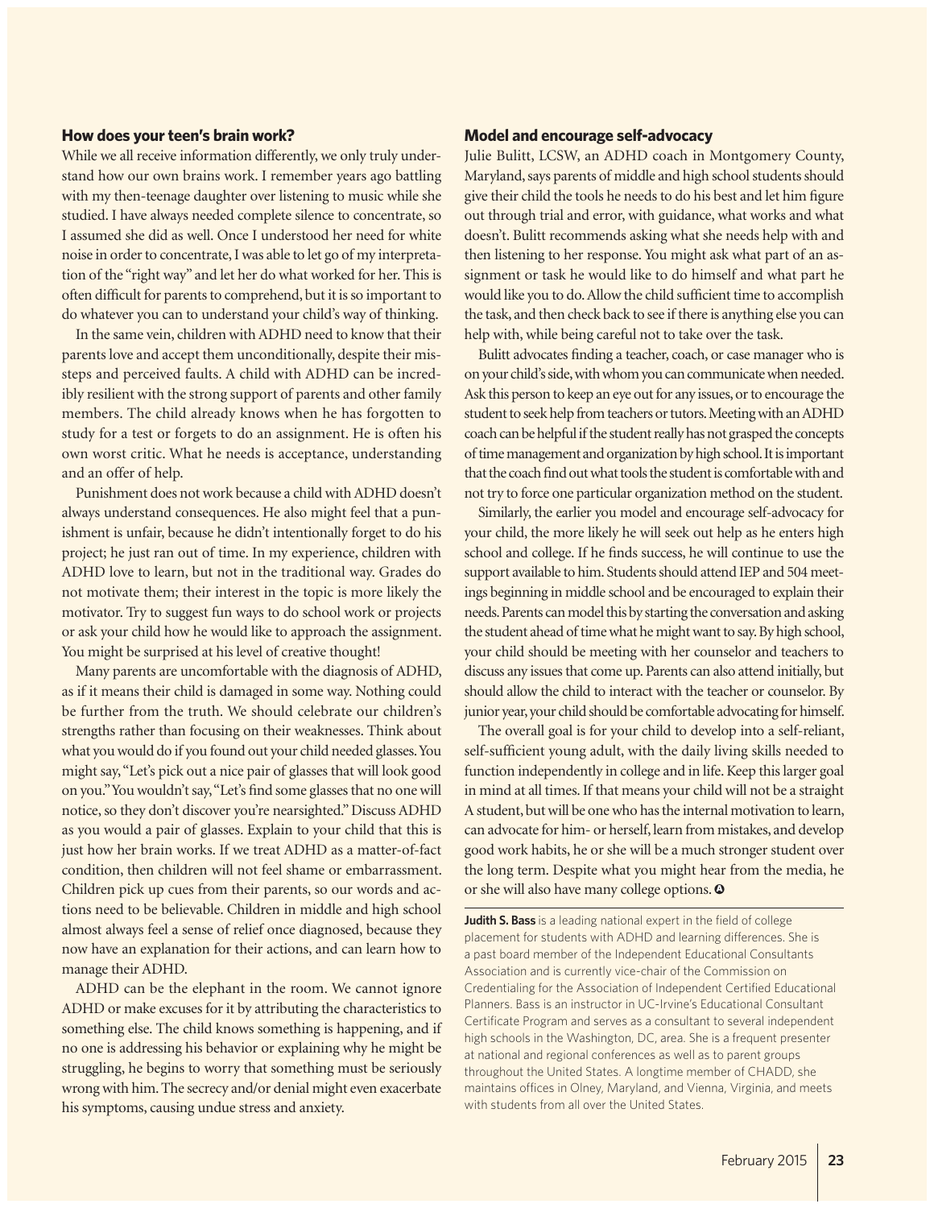### How does your teen's brain work?

While we all receive information differently, we only truly understand how our own brains work. I remember years ago battling with my then-teenage daughter over listening to music while she studied. I have always needed complete silence to concentrate, so I assumed she did as well. Once I understood her need for white noise in order to concentrate, I was able to let go of my interpretation of the "right way" and let her do what worked for her. This is often difficult for parents to comprehend, but it is so important to do whatever you can to understand your child's way of thinking.

In the same vein, children with ADHD need to know that their parents love and accept them unconditionally, despite their missteps and perceived faults. A child with ADHD can be incredibly resilient with the strong support of parents and other family members. The child already knows when he has forgotten to study for a test or forgets to do an assignment. He is often his own worst critic. What he needs is acceptance, understanding and an offer of help.

Punishment does not work because a child with ADHD doesn't always understand consequences. He also might feel that a punishment is unfair, because he didn't intentionally forget to do his project; he just ran out of time. In my experience, children with ADHD love to learn, but not in the traditional way. Grades do not motivate them; their interest in the topic is more likely the motivator. Try to suggest fun ways to do school work or projects or ask your child how he would like to approach the assignment. You might be surprised at his level of creative thought!

Many parents are uncomfortable with the diagnosis of ADHD, as if it means their child is damaged in some way. Nothing could be further from the truth. We should celebrate our children's strengths rather than focusing on their weaknesses. Think about what you would do if you found out your child needed glasses. You might say, "Let's pick out a nice pair of glasses that will look good on you." You wouldn't say, "Let's find some glasses that no one will notice, so they don't discover you're nearsighted." Discuss ADHD as you would a pair of glasses. Explain to your child that this is just how her brain works. If we treat ADHD as a matter-of-fact condition, then children will not feel shame or embarrassment. Children pick up cues from their parents, so our words and actions need to be believable. Children in middle and high school almost always feel a sense of relief once diagnosed, because they now have an explanation for their actions, and can learn how to manage their ADHD.

ADHD can be the elephant in the room. We cannot ignore ADHD or make excuses for it by attributing the characteristics to something else. The child knows something is happening, and if no one is addressing his behavior or explaining why he might be struggling, he begins to worry that something must be seriously wrong with him. The secrecy and/or denial might even exacerbate his symptoms, causing undue stress and anxiety.

### Model and encourage self-advocacy

Julie Bulitt, LCSW, an ADHD coach in Montgomery County, Maryland, says parents of middle and high school students should give their child the tools he needs to do his best and let him figure out through trial and error, with guidance, what works and what doesn't. Bulitt recommends asking what she needs help with and then listening to her response. You might ask what part of an assignment or task he would like to do himself and what part he would like you to do. Allow the child sufficient time to accomplish the task, and then check back to see if there is anything else you can help with, while being careful not to take over the task.

Bulitt advocates finding a teacher, coach, or case manager who is on your child's side, with whom you can communicate when needed. Ask this person to keep an eye out for any issues, or to encourage the student to seek help from teachers or tutors. Meeting with an ADHD coach can be helpful if the student really has not grasped the concepts of time management and organization by high school. It is important that the coach find out what tools the student is comfortable with and not try to force one particular organization method on the student.

Similarly, the earlier you model and encourage self-advocacy for your child, the more likely he will seek out help as he enters high school and college. If he finds success, he will continue to use the support available to him. Students should attend IEP and 504 meetings beginning in middle school and be encouraged to explain their needs. Parents can model this by starting the conversation and asking the student ahead of time what he might want to say. By high school, your child should be meeting with her counselor and teachers to discuss any issues that come up. Parents can also attend initially, but should allow the child to interact with the teacher or counselor. By junior year, your child should be comfortable advocating for himself.

The overall goal is for your child to develop into a self-reliant, self-sufficient young adult, with the daily living skills needed to function independently in college and in life. Keep this larger goal in mind at all times. If that means your child will not be a straight A student, but will be one who has the internal motivation to learn, can advocate for him- or herself, learn from mistakes, and develop good work habits, he or she will be a much stronger student over the long term. Despite what you might hear from the media, he or she will also have many college options.

---

**Judith S. Bass** is a leading national expert in the field of college placement for students with ADHD and learning differences. She is a past board member of the Independent Educational Consultants Association and is currently vice-chair of the Commission on Credentialing for the Association of Independent Certified Educational Planners. Bass is an instructor in UC-Irvine's Educational Consultant Certificate Program and serves as a consultant to several independent high schools in the Washington, DC, area. She is a frequent presenter at national and regional conferences as well as to parent groups throughout the United States. A longtime member of CHADD, she maintains offices in Olney, Maryland, and Vienna, Virginia, and meets with students from all over the United States.